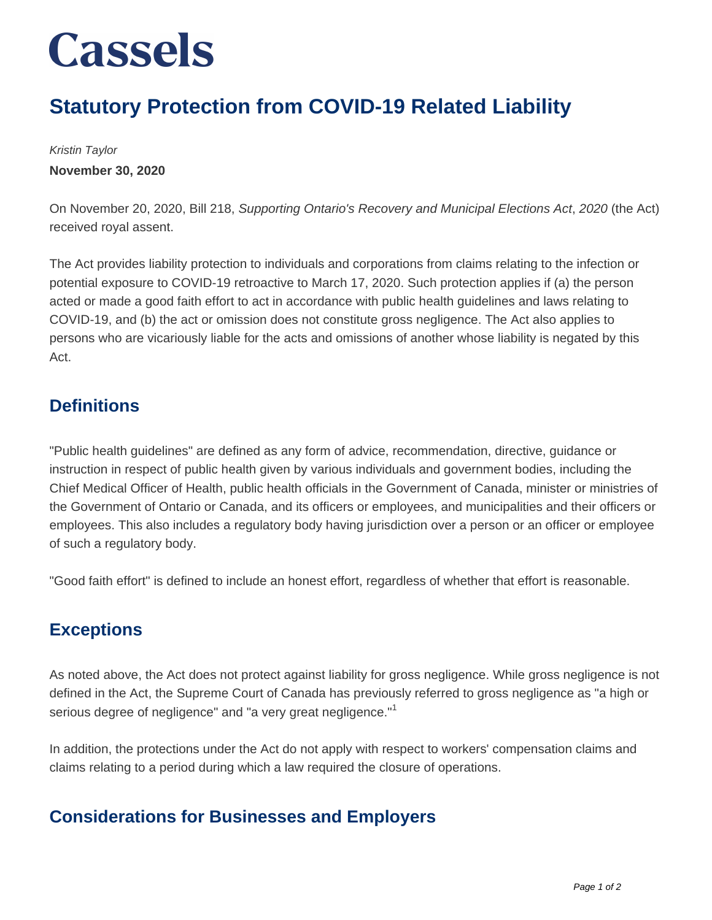# Cassels

## Statutory Protection from COVID-19 Related Liability

*Kristin Taylor*

**November 30, 2020**

On November 20, 2020, Bill 218, *Supporting Ontario's Recovery and Municipal Elections Act*, *2020* (the Act) received royal assent.

The Act provides liability protection to individuals and corporations from claims relating to the infection or potential exposure to COVID-19 retroactive to March 17, 2020. Such protection applies if (a) the person acted or made a good faith effort to act in accordance with public health guidelines and laws relating to COVID-19, and (b) the act or omission does not constitute gross negligence. The Act also applies to persons who are vicariously liable for the acts and omissions of another whose liability is negated by this Act.

### Definitions

"Public health guidelines" are defined as any form of advice, recommendation, directive, guidance or instruction in respect of public health given by various individuals and government bodies, including the Chief Medical Officer of Health, public health officials in the Government of Canada, minister or ministries of the Government of Ontario or Canada, and its officers or employees, and municipalities and their officers or employees. This also includes a regulatory body having jurisdiction over a person or an officer or employee of such a regulatory body.

"Good faith effort" is defined to include an honest effort, regardless of whether that effort is reasonable.

### Exceptions

As noted above, the Act does not protect against liability for gross negligence. While gross negligence is not defined in the Act, the Supreme Court of Canada has previously referred to gross negligence as "a high or serious degree of negligence" and "a very great negligence."[1]

In addition, the protections under the Act do not apply with respect to workers' compensation claims and claims relating to a period during which a law required the closure of operations.

### Considerations for Businesses and Employers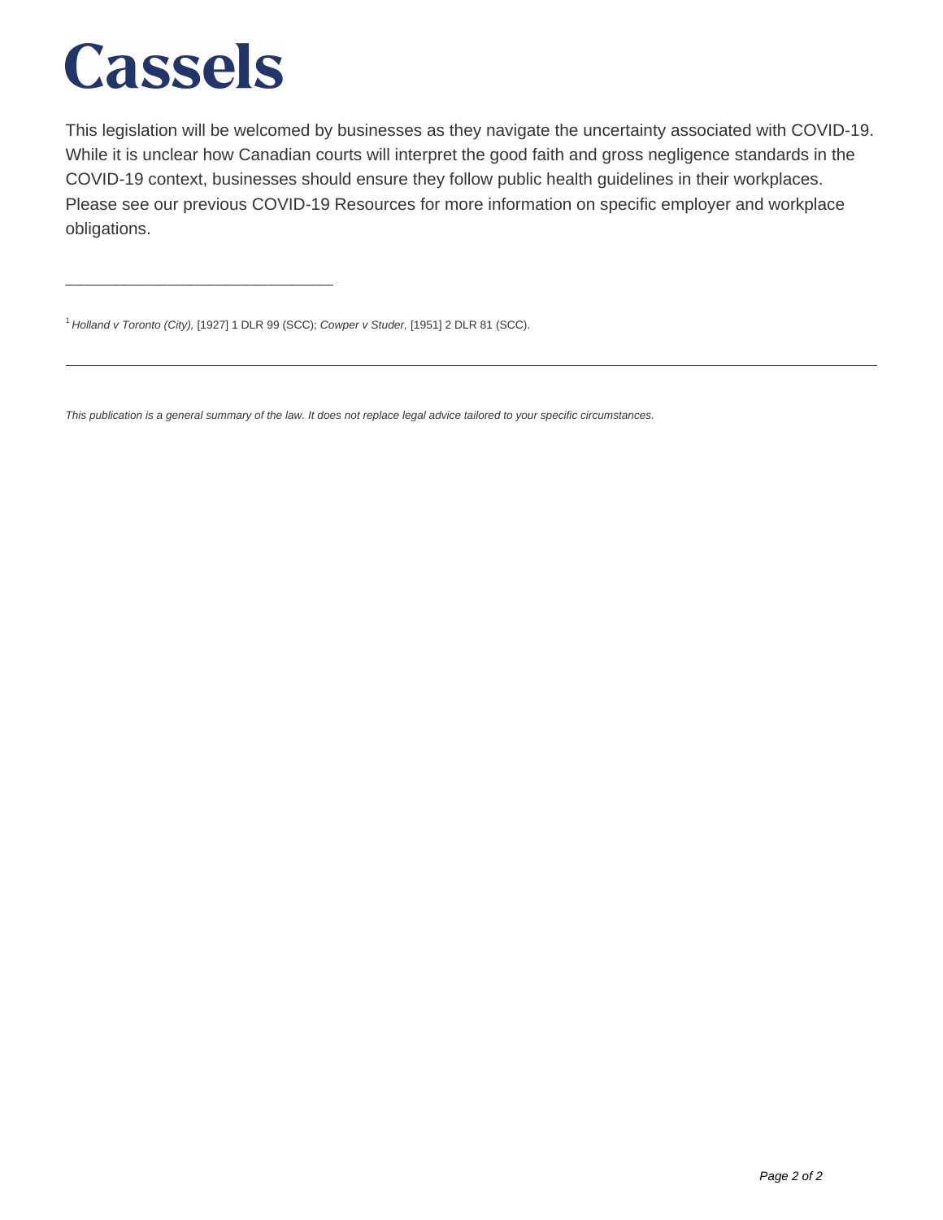This legislation will be welcomed by businesses as they navigate the uncertainty associated with COVID-19. While it is unclear how Canadian courts will interpret the good faith and gross negligence standards in the COVID-19 context, businesses should ensure they follow public health guidelines in their workplaces. Please see our previous COVID-19 Resources for more information on specific employer and workplace obligations.

---

[1] *Holland v Toronto (City),* [1927] 1 DLR 99 (SCC); *Cowper v Studer,* [1951] 2 DLR 81 (SCC).

---

*This publication is a general summary of the law. It does not replace legal advice tailored to your specific circumstances.*